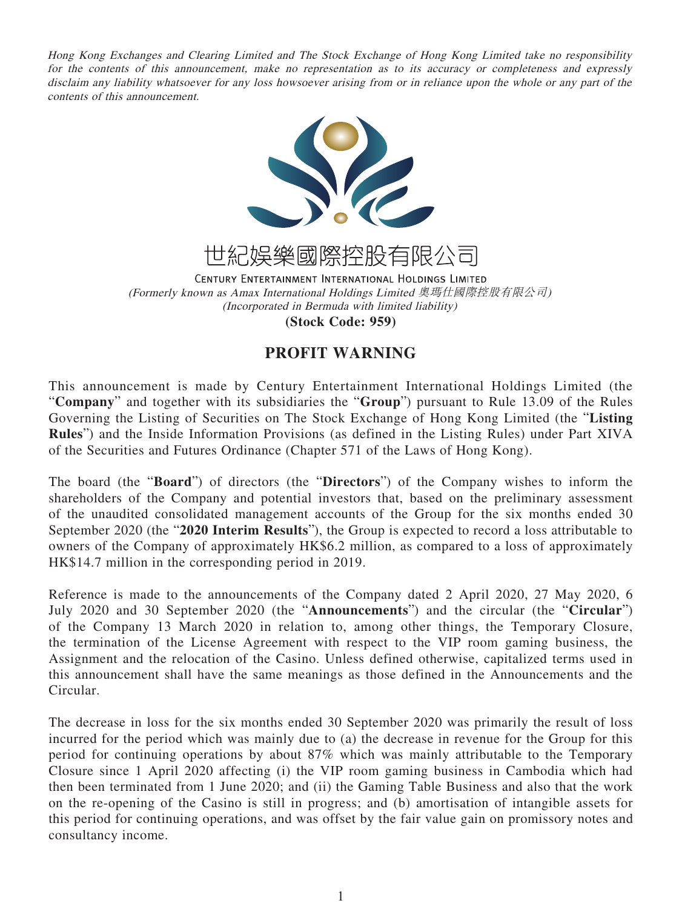*Hong Kong Exchanges and Clearing Limited and The Stock Exchange of Hong Kong Limited take no responsibility for the contents of this announcement, make no representation as to its accuracy or completeness and expressly disclaim any liability whatsoever for any loss howsoever arising from or in reliance upon the whole or any part of the contents of this announcement.*

世紀娛樂國際控股有限公司

CENTURY ENTERTAINMENT INTERNATIONAL HOLDINGS LIMITED

*(Formerly known as Amax International Holdings Limited 奧瑪仕國際控股有限公司)*

*(Incorporated in Bermuda with limited liability)*

**(Stock Code: 959)**

# PROFIT WARNING

This announcement is made by Century Entertainment International Holdings Limited (the "**Company**" and together with its subsidiaries the "**Group**") pursuant to Rule 13.09 of the Rules Governing the Listing of Securities on The Stock Exchange of Hong Kong Limited (the "**Listing Rules**") and the Inside Information Provisions (as defined in the Listing Rules) under Part XIVA of the Securities and Futures Ordinance (Chapter 571 of the Laws of Hong Kong).

The board (the "**Board**") of directors (the "**Directors**") of the Company wishes to inform the shareholders of the Company and potential investors that, based on the preliminary assessment of the unaudited consolidated management accounts of the Group for the six months ended 30 September 2020 (the "**2020 Interim Results**"), the Group is expected to record a loss attributable to owners of the Company of approximately HK$6.2 million, as compared to a loss of approximately HK$14.7 million in the corresponding period in 2019.

Reference is made to the announcements of the Company dated 2 April 2020, 27 May 2020, 6 July 2020 and 30 September 2020 (the "**Announcements**") and the circular (the "**Circular**") of the Company 13 March 2020 in relation to, among other things, the Temporary Closure, the termination of the License Agreement with respect to the VIP room gaming business, the Assignment and the relocation of the Casino. Unless defined otherwise, capitalized terms used in this announcement shall have the same meanings as those defined in the Announcements and the Circular.

The decrease in loss for the six months ended 30 September 2020 was primarily the result of loss incurred for the period which was mainly due to (a) the decrease in revenue for the Group for this period for continuing operations by about 87% which was mainly attributable to the Temporary Closure since 1 April 2020 affecting (i) the VIP room gaming business in Cambodia which had then been terminated from 1 June 2020; and (ii) the Gaming Table Business and also that the work on the re-opening of the Casino is still in progress; and (b) amortisation of intangible assets for this period for continuing operations, and was offset by the fair value gain on promissory notes and consultancy income.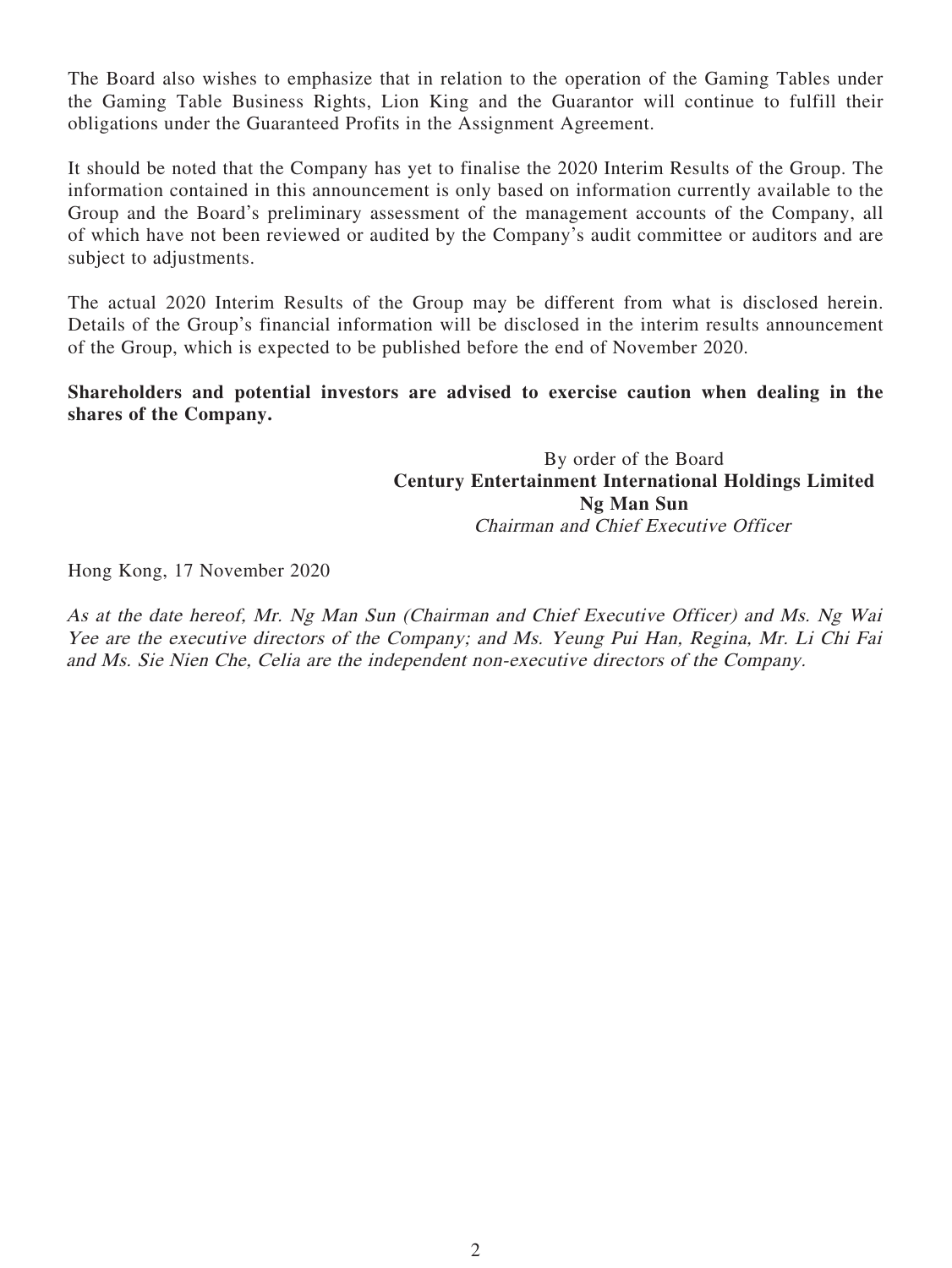The Board also wishes to emphasize that in relation to the operation of the Gaming Tables under the Gaming Table Business Rights, Lion King and the Guarantor will continue to fulfill their obligations under the Guaranteed Profits in the Assignment Agreement.

It should be noted that the Company has yet to finalise the 2020 Interim Results of the Group. The information contained in this announcement is only based on information currently available to the Group and the Board's preliminary assessment of the management accounts of the Company, all of which have not been reviewed or audited by the Company's audit committee or auditors and are subject to adjustments.

The actual 2020 Interim Results of the Group may be different from what is disclosed herein. Details of the Group's financial information will be disclosed in the interim results announcement of the Group, which is expected to be published before the end of November 2020.

**Shareholders and potential investors are advised to exercise caution when dealing in the shares of the Company.**

By order of the Board
**Century Entertainment International Holdings Limited**
**Ng Man Sun**
*Chairman and Chief Executive Officer*

Hong Kong, 17 November 2020

*As at the date hereof, Mr. Ng Man Sun (Chairman and Chief Executive Officer) and Ms. Ng Wai Yee are the executive directors of the Company; and Ms. Yeung Pui Han, Regina, Mr. Li Chi Fai and Ms. Sie Nien Che, Celia are the independent non-executive directors of the Company.*